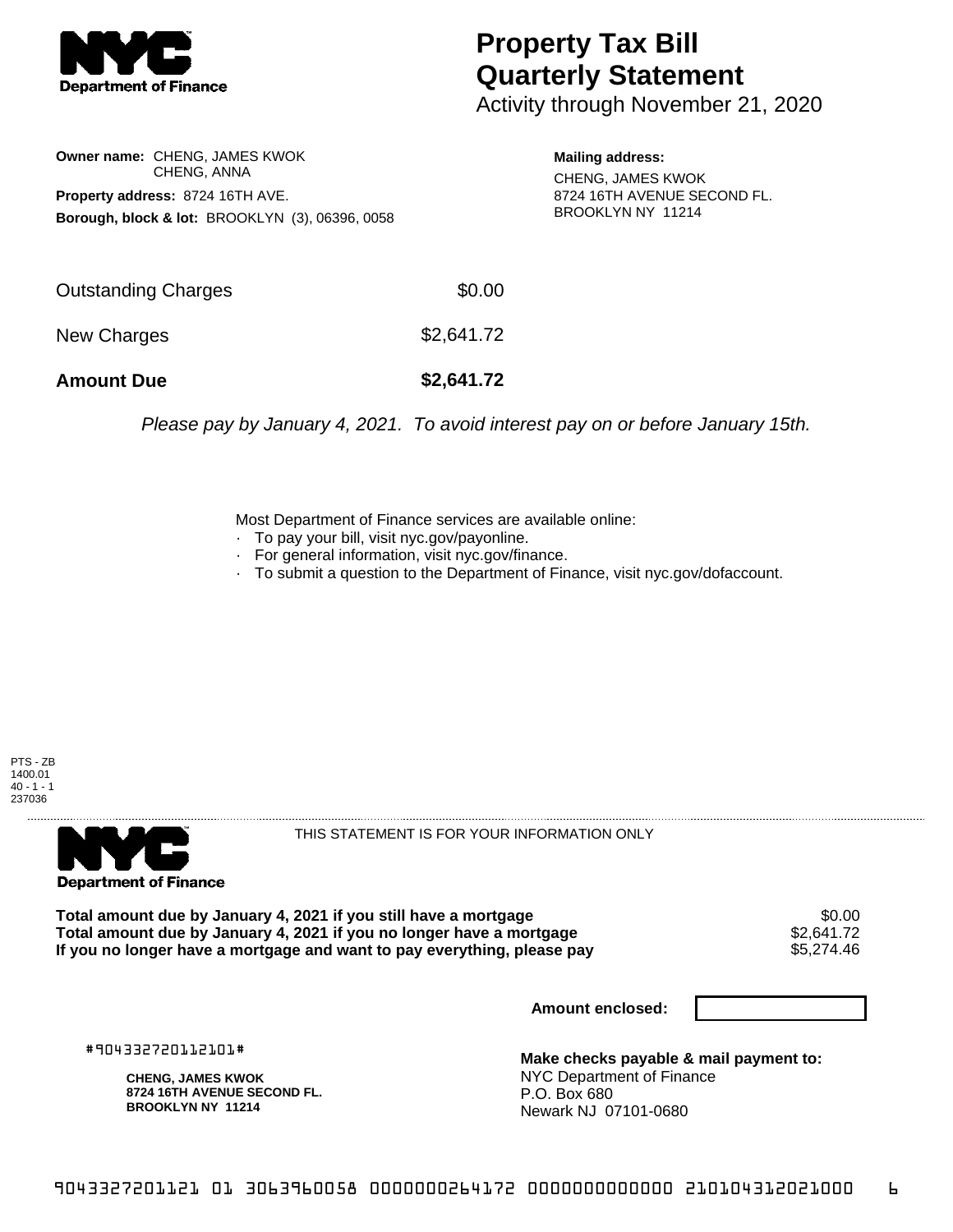# Property Tax Bill Quarterly Statement

Activity through November 21, 2020

**Owner name:** CHENG, JAMES KWOK
CHENG, ANNA

**Property address:** 8724 16TH AVE.

**Borough, block & lot:** BROOKLYN (3), 06396, 0058

**Mailing address:**
CHENG, JAMES KWOK
8724 16TH AVENUE SECOND FL.
BROOKLYN NY 11214

| | |
|---|---|
| Outstanding Charges | $0.00 |
| New Charges | $2,641.72 |
| **Amount Due** | **$2,641.72** |

*Please pay by January 4, 2021. To avoid interest pay on or before January 15th.*

Most Department of Finance services are available online:

- To pay your bill, visit nyc.gov/payonline.
- For general information, visit nyc.gov/finance.
- To submit a question to the Department of Finance, visit nyc.gov/dofaccount.

PTS - ZB
1400.01
40 - 1 - 1
237036

THIS STATEMENT IS FOR YOUR INFORMATION ONLY

| | |
|---|---|
| **Total amount due by January 4, 2021 if you still have a mortgage** | $0.00 |
| **Total amount due by January 4, 2021 if you no longer have a mortgage** | $2,641.72 |
| **If you no longer have a mortgage and want to pay everything, please pay** | $5,274.46 |

**Amount enclosed:**

#904332720112101#

**CHENG, JAMES KWOK**
**8724 16TH AVENUE SECOND FL.**
**BROOKLYN NY 11214**

**Make checks payable & mail payment to:**
NYC Department of Finance
P.O. Box 680
Newark NJ 07101-0680

9043327201121 01 3063960058 0000000264172 0000000000000 210104312021000 6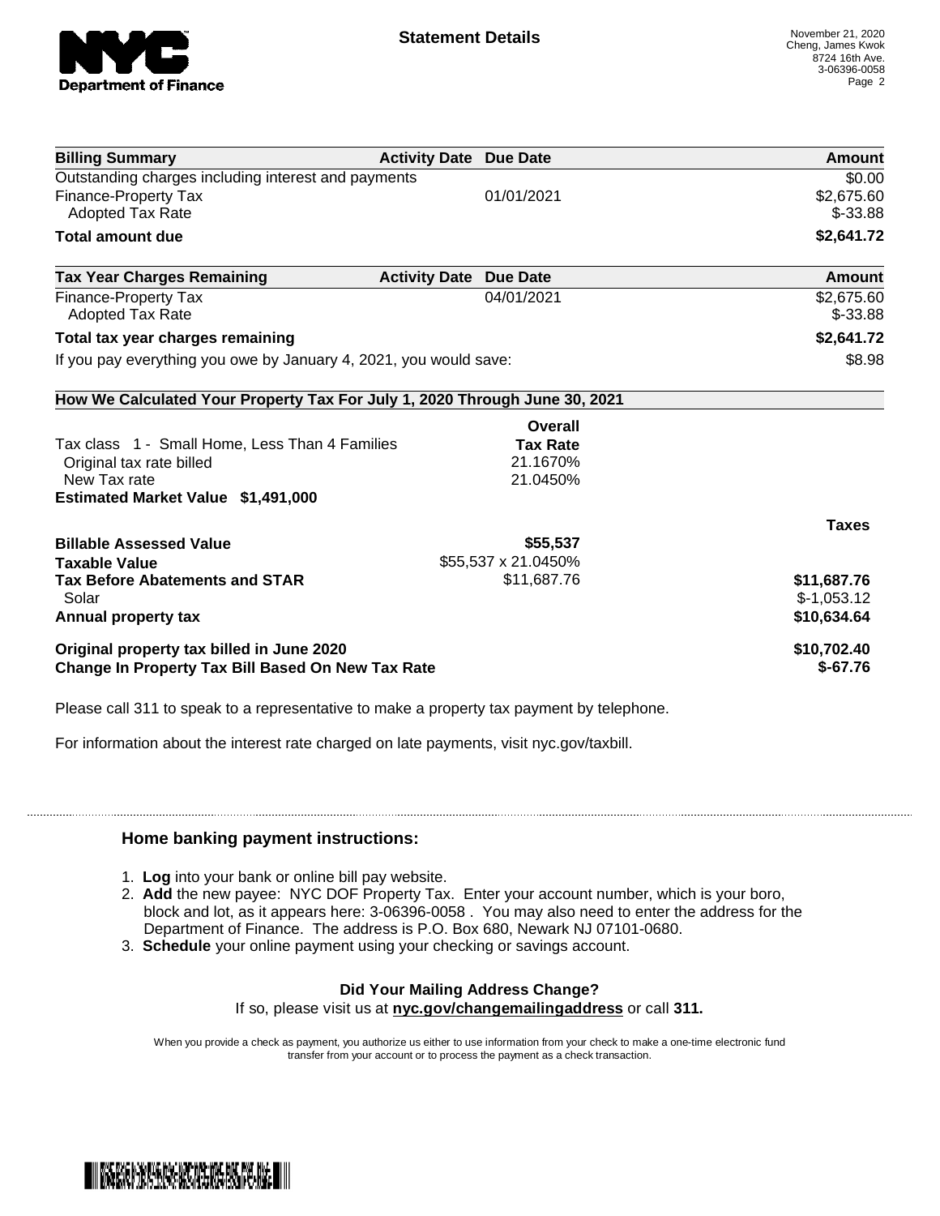**Statement Details**

November 21, 2020
Cheng, James Kwok
8724 16th Ave.
3-06396-0058

| Billing Summary | Activity Date | Due Date | Amount |
|---|---|---|---|
| Outstanding charges including interest and payments | | | $0.00 |
| Finance-Property Tax | | 01/01/2021 | $2,675.60 |
| Adopted Tax Rate | | | $-33.88 |
| **Total amount due** | | | **$2,641.72** |

| Tax Year Charges Remaining | Activity Date | Due Date | Amount |
|---|---|---|---|
| Finance-Property Tax | | 04/01/2021 | $2,675.60 |
| Adopted Tax Rate | | | $-33.88 |
| **Total tax year charges remaining** | | | **$2,641.72** |
| If you pay everything you owe by January 4, 2021, you would save: | | | $8.98 |

**How We Calculated Your Property Tax For July 1, 2020 Through June 30, 2021**

| | Overall Tax Rate | |
|---|---|---|
| Tax class 1 - Small Home, Less Than 4 Families | | |
| Original tax rate billed | 21.1670% | |
| New Tax rate | 21.0450% | |
| **Estimated Market Value $1,491,000** | | |
| | | **Taxes** |
| **Billable Assessed Value** | **$55,537** | |
| **Taxable Value** | $55,537 x 21.0450% | |
| **Tax Before Abatements and STAR** | $11,687.76 | **$11,687.76** |
| Solar | | $-1,053.12 |
| **Annual property tax** | | **$10,634.64** |
| **Original property tax billed in June 2020** | | **$10,702.40** |
| **Change In Property Tax Bill Based On New Tax Rate** | | **$-67.76** |

Please call 311 to speak to a representative to make a property tax payment by telephone.

For information about the interest rate charged on late payments, visit nyc.gov/taxbill.

## Home banking payment instructions:

1. **Log** into your bank or online bill pay website.
2. **Add** the new payee: NYC DOF Property Tax. Enter your account number, which is your boro, block and lot, as it appears here: 3-06396-0058 . You may also need to enter the address for the Department of Finance. The address is P.O. Box 680, Newark NJ 07101-0680.
3. **Schedule** your online payment using your checking or savings account.

**Did Your Mailing Address Change?**

If so, please visit us at **nyc.gov/changemailingaddress** or call **311.**

When you provide a check as payment, you authorize us either to use information from your check to make a one-time electronic fund transfer from your account or to process the payment as a check transaction.